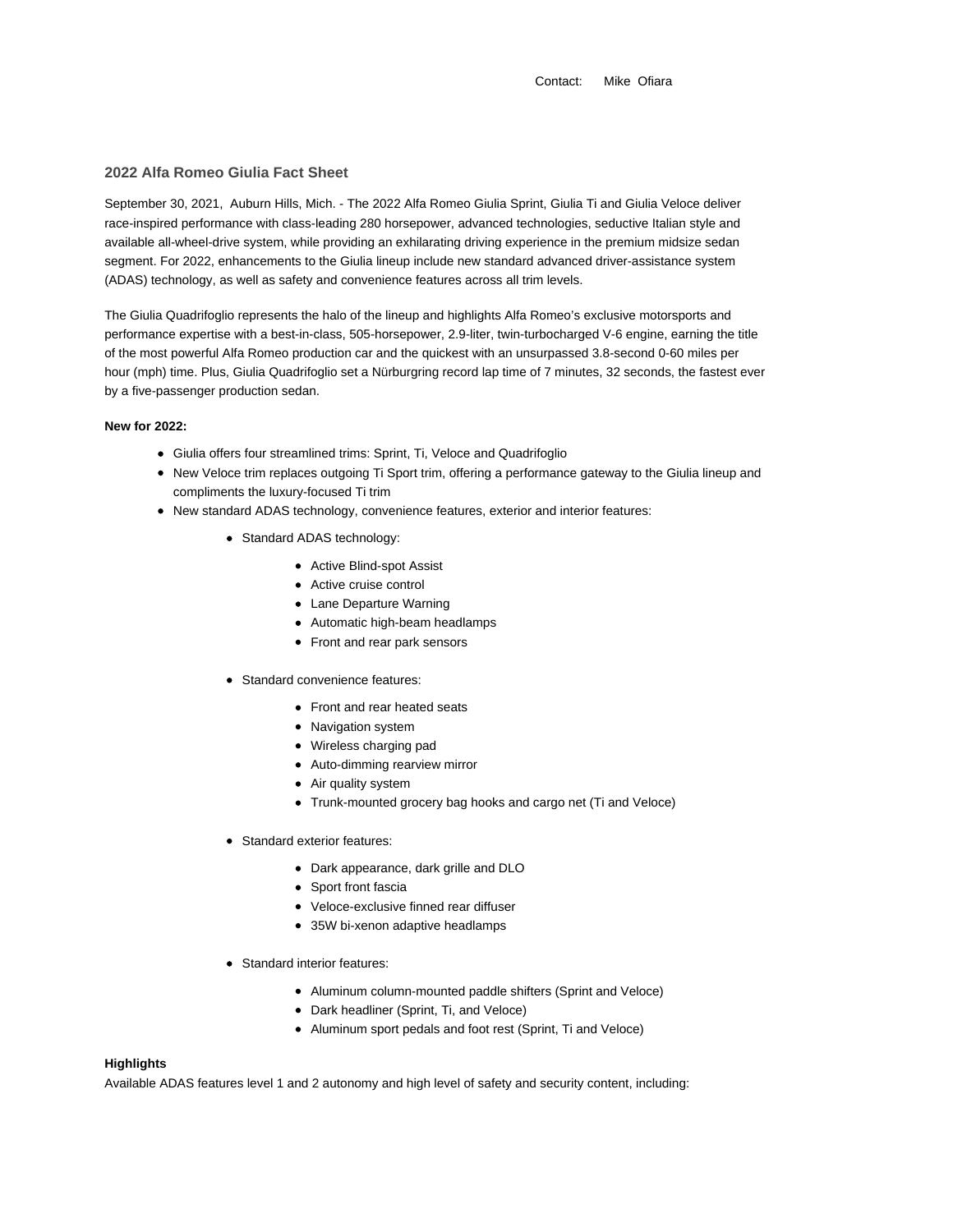Contact: Mike Ofiara

## 2022 Alfa Romeo Giulia Fact Sheet

September 30, 2021, Auburn Hills, Mich. - The 2022 Alfa Romeo Giulia Sprint, Giulia Ti and Giulia Veloce deliver race-inspired performance with class-leading 280 horsepower, advanced technologies, seductive Italian style and available all-wheel-drive system, while providing an exhilarating driving experience in the premium midsize sedan segment. For 2022, enhancements to the Giulia lineup include new standard advanced driver-assistance system (ADAS) technology, as well as safety and convenience features across all trim levels.

The Giulia Quadrifoglio represents the halo of the lineup and highlights Alfa Romeo's exclusive motorsports and performance expertise with a best-in-class, 505-horsepower, 2.9-liter, twin-turbocharged V-6 engine, earning the title of the most powerful Alfa Romeo production car and the quickest with an unsurpassed 3.8-second 0-60 miles per hour (mph) time. Plus, Giulia Quadrifoglio set a Nürburgring record lap time of 7 minutes, 32 seconds, the fastest ever by a five-passenger production sedan.

**New for 2022:**

- Giulia offers four streamlined trims: Sprint, Ti, Veloce and Quadrifoglio
- New Veloce trim replaces outgoing Ti Sport trim, offering a performance gateway to the Giulia lineup and compliments the luxury-focused Ti trim
- New standard ADAS technology, convenience features, exterior and interior features:
  - Standard ADAS technology:
    - Active Blind-spot Assist
    - Active cruise control
    - Lane Departure Warning
    - Automatic high-beam headlamps
    - Front and rear park sensors
  - Standard convenience features:
    - Front and rear heated seats
    - Navigation system
    - Wireless charging pad
    - Auto-dimming rearview mirror
    - Air quality system
    - Trunk-mounted grocery bag hooks and cargo net (Ti and Veloce)
  - Standard exterior features:
    - Dark appearance, dark grille and DLO
    - Sport front fascia
    - Veloce-exclusive finned rear diffuser
    - 35W bi-xenon adaptive headlamps
  - Standard interior features:
    - Aluminum column-mounted paddle shifters (Sprint and Veloce)
    - Dark headliner (Sprint, Ti, and Veloce)
    - Aluminum sport pedals and foot rest (Sprint, Ti and Veloce)

**Highlights**

Available ADAS features level 1 and 2 autonomy and high level of safety and security content, including: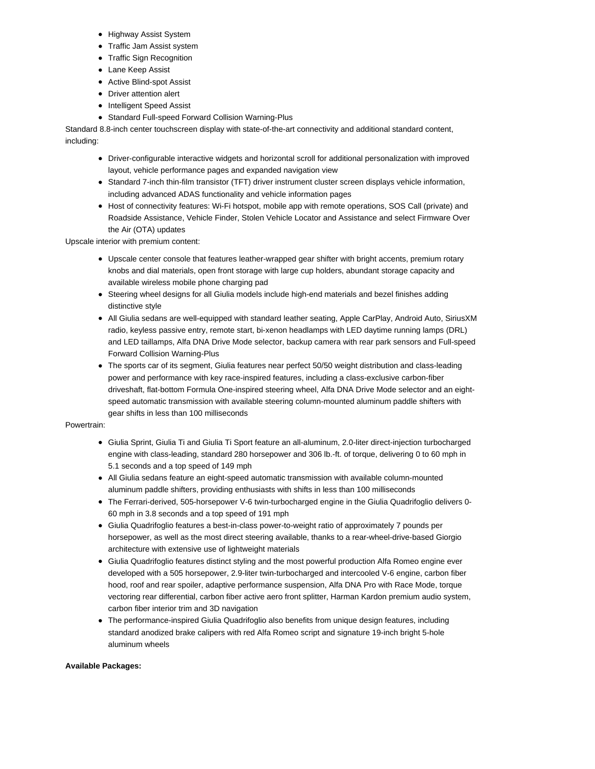- Highway Assist System
- Traffic Jam Assist system
- Traffic Sign Recognition
- Lane Keep Assist
- Active Blind-spot Assist
- Driver attention alert
- Intelligent Speed Assist
- Standard Full-speed Forward Collision Warning-Plus

Standard 8.8-inch center touchscreen display with state-of-the-art connectivity and additional standard content, including:

- Driver-configurable interactive widgets and horizontal scroll for additional personalization with improved layout, vehicle performance pages and expanded navigation view
- Standard 7-inch thin-film transistor (TFT) driver instrument cluster screen displays vehicle information, including advanced ADAS functionality and vehicle information pages
- Host of connectivity features: Wi-Fi hotspot, mobile app with remote operations, SOS Call (private) and Roadside Assistance, Vehicle Finder, Stolen Vehicle Locator and Assistance and select Firmware Over the Air (OTA) updates

Upscale interior with premium content:

- Upscale center console that features leather-wrapped gear shifter with bright accents, premium rotary knobs and dial materials, open front storage with large cup holders, abundant storage capacity and available wireless mobile phone charging pad
- Steering wheel designs for all Giulia models include high-end materials and bezel finishes adding distinctive style
- All Giulia sedans are well-equipped with standard leather seating, Apple CarPlay, Android Auto, SiriusXM radio, keyless passive entry, remote start, bi-xenon headlamps with LED daytime running lamps (DRL) and LED taillamps, Alfa DNA Drive Mode selector, backup camera with rear park sensors and Full-speed Forward Collision Warning-Plus
- The sports car of its segment, Giulia features near perfect 50/50 weight distribution and class-leading power and performance with key race-inspired features, including a class-exclusive carbon-fiber driveshaft, flat-bottom Formula One-inspired steering wheel, Alfa DNA Drive Mode selector and an eight-speed automatic transmission with available steering column-mounted aluminum paddle shifters with gear shifts in less than 100 milliseconds

Powertrain:

- Giulia Sprint, Giulia Ti and Giulia Ti Sport feature an all-aluminum, 2.0-liter direct-injection turbocharged engine with class-leading, standard 280 horsepower and 306 lb.-ft. of torque, delivering 0 to 60 mph in 5.1 seconds and a top speed of 149 mph
- All Giulia sedans feature an eight-speed automatic transmission with available column-mounted aluminum paddle shifters, providing enthusiasts with shifts in less than 100 milliseconds
- The Ferrari-derived, 505-horsepower V-6 twin-turbocharged engine in the Giulia Quadrifoglio delivers 0-60 mph in 3.8 seconds and a top speed of 191 mph
- Giulia Quadrifoglio features a best-in-class power-to-weight ratio of approximately 7 pounds per horsepower, as well as the most direct steering available, thanks to a rear-wheel-drive-based Giorgio architecture with extensive use of lightweight materials
- Giulia Quadrifoglio features distinct styling and the most powerful production Alfa Romeo engine ever developed with a 505 horsepower, 2.9-liter twin-turbocharged and intercooled V-6 engine, carbon fiber hood, roof and rear spoiler, adaptive performance suspension, Alfa DNA Pro with Race Mode, torque vectoring rear differential, carbon fiber active aero front splitter, Harman Kardon premium audio system, carbon fiber interior trim and 3D navigation
- The performance-inspired Giulia Quadrifoglio also benefits from unique design features, including standard anodized brake calipers with red Alfa Romeo script and signature 19-inch bright 5-hole aluminum wheels

**Available Packages:**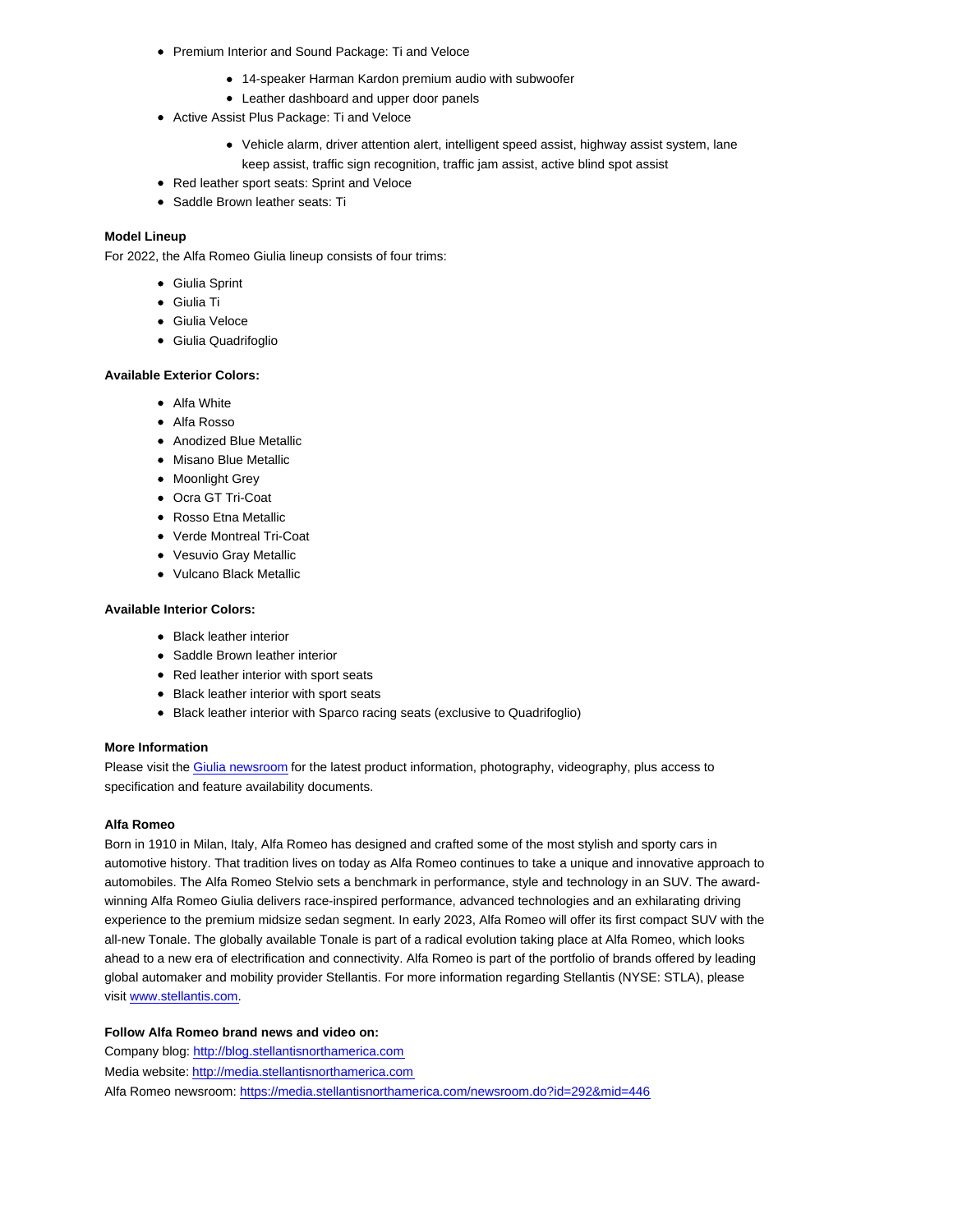- Premium Interior and Sound Package: Ti and Veloce
  - 14-speaker Harman Kardon premium audio with subwoofer
  - Leather dashboard and upper door panels
- Active Assist Plus Package: Ti and Veloce
  - Vehicle alarm, driver attention alert, intelligent speed assist, highway assist system, lane keep assist, traffic sign recognition, traffic jam assist, active blind spot assist
- Red leather sport seats: Sprint and Veloce
- Saddle Brown leather seats: Ti

**Model Lineup**

For 2022, the Alfa Romeo Giulia lineup consists of four trims:

- Giulia Sprint
- Giulia Ti
- Giulia Veloce
- Giulia Quadrifoglio

**Available Exterior Colors:**

- Alfa White
- Alfa Rosso
- Anodized Blue Metallic
- Misano Blue Metallic
- Moonlight Grey
- Ocra GT Tri-Coat
- Rosso Etna Metallic
- Verde Montreal Tri-Coat
- Vesuvio Gray Metallic
- Vulcano Black Metallic

**Available Interior Colors:**

- Black leather interior
- Saddle Brown leather interior
- Red leather interior with sport seats
- Black leather interior with sport seats
- Black leather interior with Sparco racing seats (exclusive to Quadrifoglio)

**More Information**

Please visit the [Giulia newsroom]() for the latest product information, photography, videography, plus access to specification and feature availability documents.

**Alfa Romeo**

Born in 1910 in Milan, Italy, Alfa Romeo has designed and crafted some of the most stylish and sporty cars in automotive history. That tradition lives on today as Alfa Romeo continues to take a unique and innovative approach to automobiles. The Alfa Romeo Stelvio sets a benchmark in performance, style and technology in an SUV. The award-winning Alfa Romeo Giulia delivers race-inspired performance, advanced technologies and an exhilarating driving experience to the premium midsize sedan segment. In early 2023, Alfa Romeo will offer its first compact SUV with the all-new Tonale. The globally available Tonale is part of a radical evolution taking place at Alfa Romeo, which looks ahead to a new era of electrification and connectivity. Alfa Romeo is part of the portfolio of brands offered by leading global automaker and mobility provider Stellantis. For more information regarding Stellantis (NYSE: STLA), please visit [www.stellantis.com](www.stellantis.com).

**Follow Alfa Romeo brand news and video on:**

Company blog: [http://blog.stellantisnorthamerica.com](http://blog.stellantisnorthamerica.com)

Media website: [http://media.stellantisnorthamerica.com](http://media.stellantisnorthamerica.com)

Alfa Romeo newsroom: [https://media.stellantisnorthamerica.com/newsroom.do?id=292&mid=446](https://media.stellantisnorthamerica.com/newsroom.do?id=292&mid=446)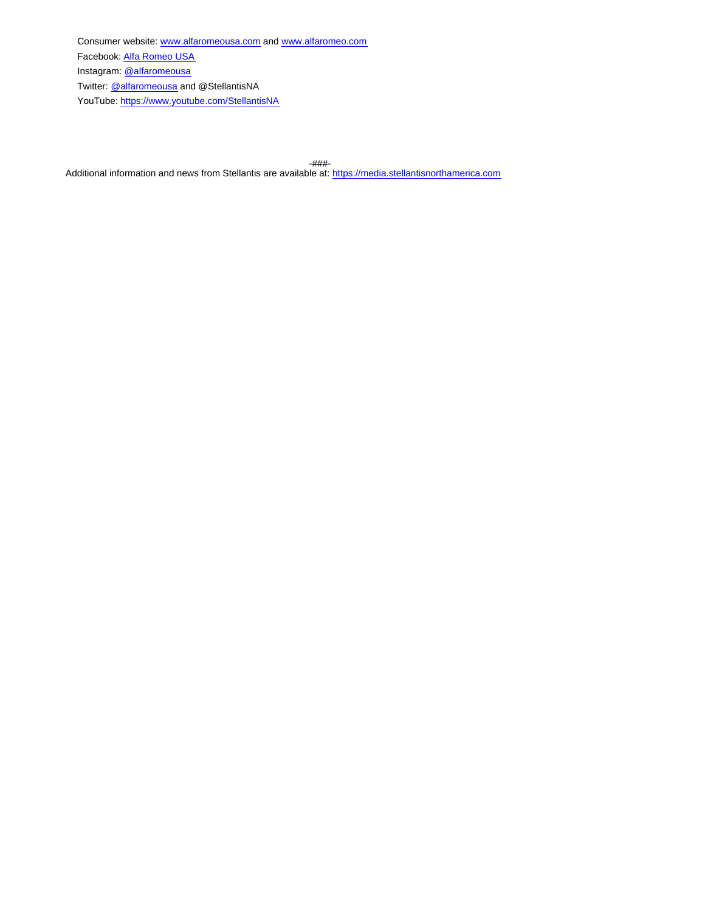Consumer website: www.alfaromeousa.com and www.alfaromeo.com

Facebook: Alfa Romeo USA

Instagram: @alfaromeousa

Twitter: @alfaromeousa and @StellantisNA

YouTube: https://www.youtube.com/StellantisNA

-###-

Additional information and news from Stellantis are available at: https://media.stellantisnorthamerica.com